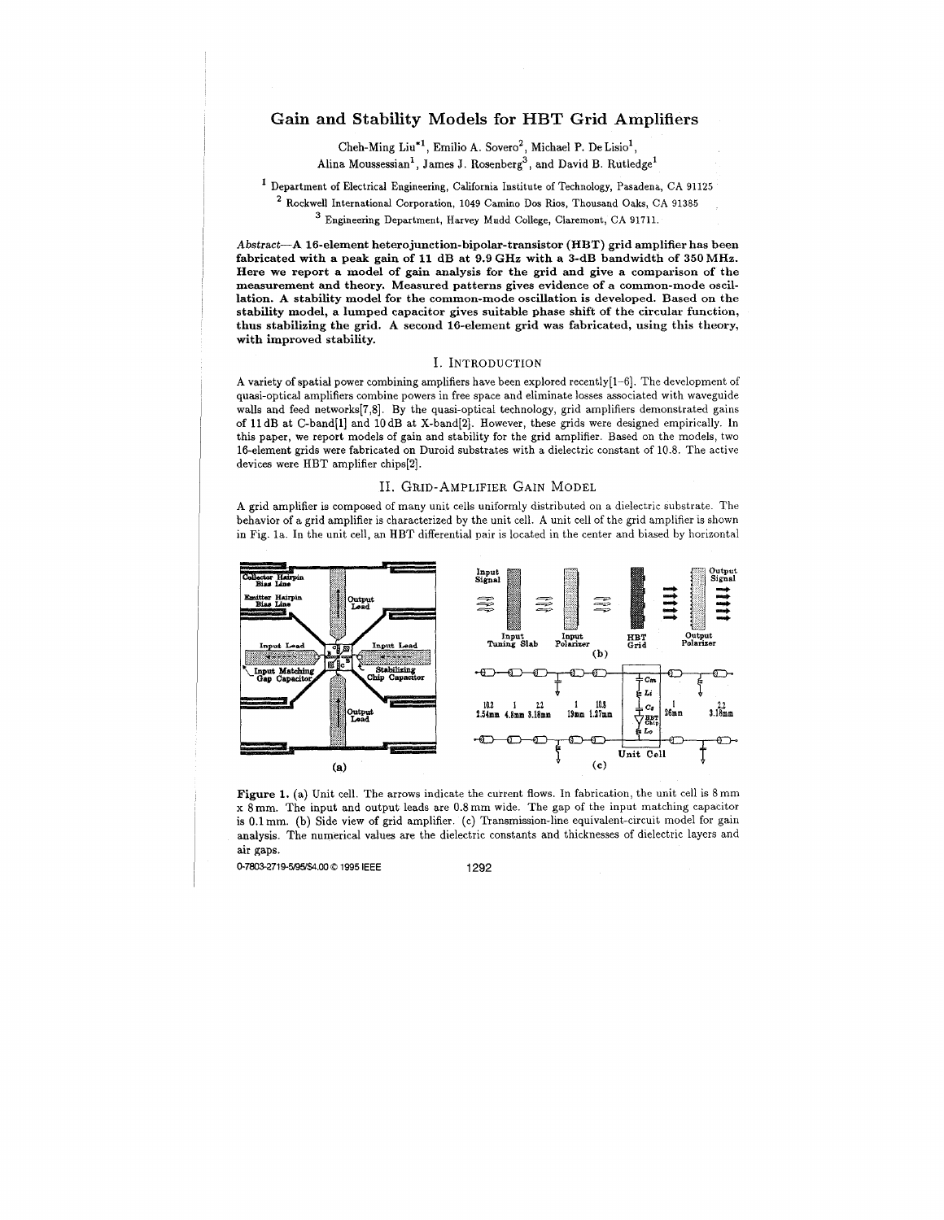# Gain and Stability Models for HBT Grid Amplifiers

Cheh-Ming Liu*[1], Emilio A. Sovero[2], Michael P. De Lisio[1], Alina Moussessian[1], James J. Rosenberg[3], and David B. Rutledge[1]

[1] Department of Electrical Engineering, California Institute of Technology, Pasadena, CA 91125

[2] Rockwell International Corporation, 1049 Camino Dos Rios, Thousand Oaks, CA 91385

[3] Engineering Department, Harvey Mudd College, Claremont, CA 91711.

*Abstract*—**A 16-element heterojunction-bipolar-transistor (HBT) grid amplifier has been fabricated with a peak gain of 11 dB at 9.9 GHz with a 3-dB bandwidth of 350 MHz. Here we report a model of gain analysis for the grid and give a comparison of the measurement and theory. Measured patterns gives evidence of a common-mode oscillation. A stability model for the common-mode oscillation is developed. Based on the stability model, a lumped capacitor gives suitable phase shift of the circular function, thus stabilizing the grid. A second 16-element grid was fabricated, using this theory, with improved stability.**

## I. Introduction

A variety of spatial power combining amplifiers have been explored recently[1–6]. The development of quasi-optical amplifiers combine powers in free space and eliminate losses associated with waveguide walls and feed networks[7,8]. By the quasi-optical technology, grid amplifiers demonstrated gains of 11 dB at C-band[1] and 10 dB at X-band[2]. However, these grids were designed empirically. In this paper, we report models of gain and stability for the grid amplifier. Based on the models, two 16-element grids were fabricated on Duroid substrates with a dielectric constant of 10.8. The active devices were HBT amplifier chips[2].

## II. Grid-Amplifier Gain Model

A grid amplifier is composed of many unit cells uniformly distributed on a dielectric substrate. The behavior of a grid amplifier is characterized by the unit cell. A unit cell of the grid amplifier is shown in Fig. 1a. In the unit cell, an HBT differential pair is located in the center and biased by horizontal

Collector Hairpin Bias Line
Emitter Hairpin Bias Line
Output Lead
Input Lead
Input Lead
Input Matching Gap Capacitor
Stabilizing Chip Capacitor
Output Lead
(a)

Input Signal
Input Tuning Slab
Input Polarizer
HBT Grid
Output Polarizer
Output Signal
(b)

10.2 2.54mm
1 4.8mm
2.2 3.18mm
1 19mm
10.8 1.27mm
$C_m$
$L_i$
$C_s$
HBT Chip
$L_o$
Unit Cell
1 26mm
2.2 3.18mm
(c)

**Figure 1.** (a) Unit cell. The arrows indicate the current flows. In fabrication, the unit cell is 8 mm x 8 mm. The input and output leads are 0.8 mm wide. The gap of the input matching capacitor is 0.1 mm. (b) Side view of grid amplifier. (c) Transmission-line equivalent-circuit model for gain analysis. The numerical values are the dielectric constants and thicknesses of dielectric layers and air gaps.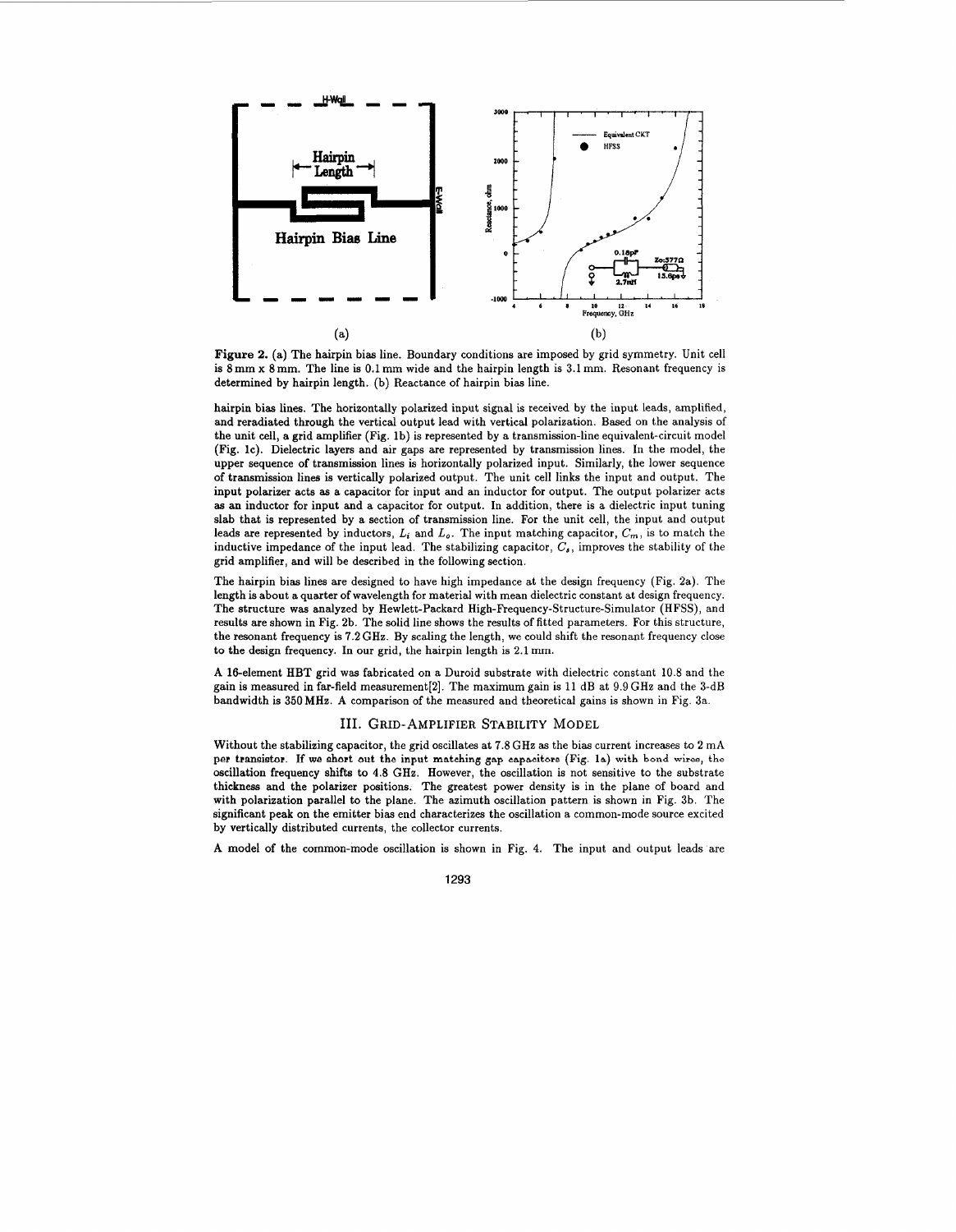H-Wall

Hairpin Length

E-Wall

Hairpin Bias Line

(a)

3000

2000

1000

0

-1000

Reactance, ohm

4 6 8 10 12 14 16 18

Frequency, GHz

Equivalent CKT

HFSS

0.18pF

Zo:377Ω

2.7nH

15.6ps

(b)

**Figure 2.** (a) The hairpin bias line. Boundary conditions are imposed by grid symmetry. Unit cell is 8 mm x 8 mm. The line is 0.1 mm wide and the hairpin length is 3.1 mm. Resonant frequency is determined by hairpin length. (b) Reactance of hairpin bias line.

hairpin bias lines. The horizontally polarized input signal is received by the input leads, amplified, and reradiated through the vertical output lead with vertical polarization. Based on the analysis of the unit cell, a grid amplifier (Fig. 1b) is represented by a transmission-line equivalent-circuit model (Fig. 1c). Dielectric layers and air gaps are represented by transmission lines. In the model, the upper sequence of transmission lines is horizontally polarized input. Similarly, the lower sequence of transmission lines is vertically polarized output. The unit cell links the input and output. The input polarizer acts as a capacitor for input and an inductor for output. The output polarizer acts as an inductor for input and a capacitor for output. In addition, there is a dielectric input tuning slab that is represented by a section of transmission line. For the unit cell, the input and output leads are represented by inductors, $L_i$ and $L_o$. The input matching capacitor, $C_m$, is to match the inductive impedance of the input lead. The stabilizing capacitor, $C_s$, improves the stability of the grid amplifier, and will be described in the following section.

The hairpin bias lines are designed to have high impedance at the design frequency (Fig. 2a). The length is about a quarter of wavelength for material with mean dielectric constant at design frequency. The structure was analyzed by Hewlett-Packard High-Frequency-Structure-Simulator (HFSS), and results are shown in Fig. 2b. The solid line shows the results of fitted parameters. For this structure, the resonant frequency is 7.2 GHz. By scaling the length, we could shift the resonant frequency close to the design frequency. In our grid, the hairpin length is 2.1 mm.

A 16-element HBT grid was fabricated on a Duroid substrate with dielectric constant 10.8 and the gain is measured in far-field measurement[2]. The maximum gain is 11 dB at 9.9 GHz and the 3-dB bandwidth is 350 MHz. A comparison of the measured and theoretical gains is shown in Fig. 3a.

## III. Grid-Amplifier Stability Model

Without the stabilizing capacitor, the grid oscillates at 7.8 GHz as the bias current increases to 2 mA per transistor. If we short out the input matching gap capacitors (Fig. 1a) with bond wires, the oscillation frequency shifts to 4.8 GHz. However, the oscillation is not sensitive to the substrate thickness and the polarizer positions. The greatest power density is in the plane of board and with polarization parallel to the plane. The azimuth oscillation pattern is shown in Fig. 3b. The significant peak on the emitter bias end characterizes the oscillation a common-mode source excited by vertically distributed currents, the collector currents.

A model of the common-mode oscillation is shown in Fig. 4. The input and output leads are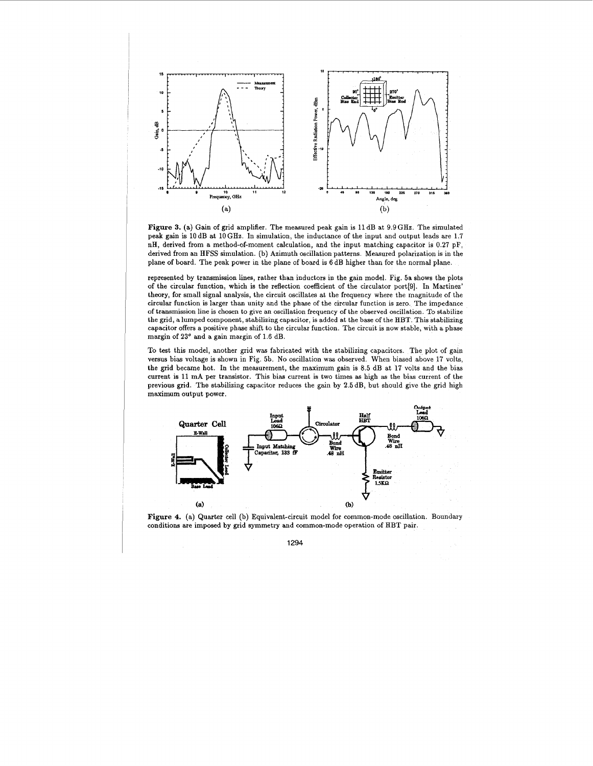15

10

5

0

-5

-10

-15

Gain, dB

Measurement

Theory

8 9 10 11 12

Frequency, GHz

(a)

10

0

-10

-20

Effective Radiation Power, dBm

180°

90°

Collector Bias End

270°

Emitter Bias End

0°

0 45 90 135 180 225 270 315 360

Angle, deg

(b)

**Figure 3.** (a) Gain of grid amplifier. The measured peak gain is 11 dB at 9.9 GHz. The simulated peak gain is 10 dB at 10 GHz. In simulation, the inductance of the input and output leads are 1.7 nH, derived from a method-of-moment calculation, and the input matching capacitor is 0.27 pF, derived from an HFSS simulation. (b) Azimuth oscillation patterns. Measured polarization is in the plane of board. The peak power in the plane of board is 6 dB higher than for the normal plane.

represented by transmission lines, rather than inductors in the gain model. Fig. 5a shows the plots of the circular function, which is the reflection coefficient of the circulator port[9]. In Martinez' theory, for small signal analysis, the circuit oscillates at the frequency where the magnitude of the circular function is larger than unity and the phase of the circular function is zero. The impedance of transmission line is chosen to give an oscillation frequency of the observed oscillation. To stabilize the grid, a lumped component, stabilizing capacitor, is added at the base of the HBT. This stabilizing capacitor offers a positive phase shift to the circular function. The circuit is now stable, with a phase margin of $23^o$ and a gain margin of 1.6 dB.

To test this model, another grid was fabricated with the stabilizing capacitors. The plot of gain versus bias voltage is shown in Fig. 5b. No oscillation was observed. When biased above 17 volts, the grid became hot. In the measurement, the maximum gain is 8.5 dB at 17 volts and the bias current is 11 mA per transistor. This bias current is two times as high as the bias current of the previous grid. The stabilizing capacitor reduces the gain by 2.5 dB, but should give the grid high maximum output power.

Quarter Cell

E-Wall

H-Wall

Collector Lead

Base Lead

(a)

Input Lead 106Ω

Input Matching Capacitor, 133 fF

Circulator

Bond Wire .48 nH

Half HBT

Bond Wire .48 nH

Output Lead 106Ω

Emitter Resistor 1.5KΩ

(b)

**Figure 4.** (a) Quarter cell (b) Equivalent-circuit model for common-mode oscillation. Boundary conditions are imposed by grid symmetry and common-mode operation of HBT pair.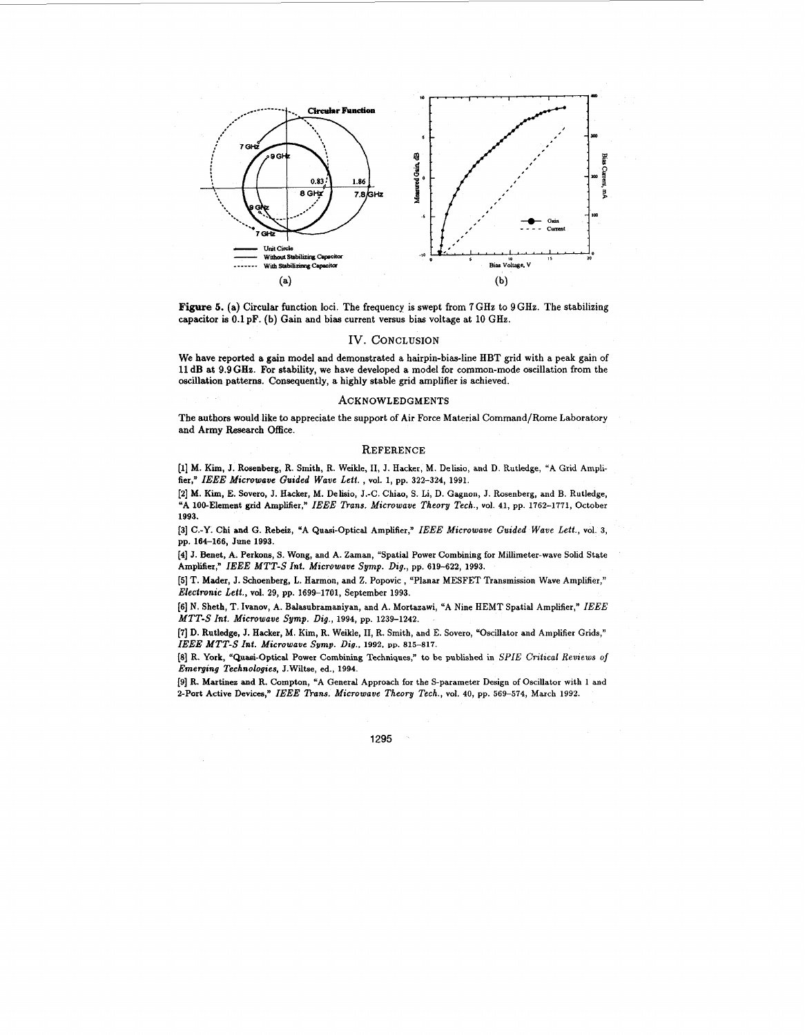Circular Function

7 GHz

9 GHz

0.83

1.86

8 GHz

7.8 GHz

9 GHz

7 GHz

Unit Circle

Without Stabilizing Capacitor

With Stabilizing Capacitor

(a)

10

5

0

-5

-10

Measured Gain, dB

0

5

10

15

20

Bias Voltage, V

400

300

200

100

0

Bias Current, mA

Gain

Current

(b)

**Figure 5.** (a) Circular function loci. The frequency is swept from 7 GHz to 9 GHz. The stabilizing capacitor is 0.1 pF. (b) Gain and bias current versus bias voltage at 10 GHz.

## IV. Conclusion

We have reported a gain model and demonstrated a hairpin-bias-line HBT grid with a peak gain of 11 dB at 9.9 GHz. For stability, we have developed a model for common-mode oscillation from the oscillation patterns. Consequently, a highly stable grid amplifier is achieved.

## Acknowledgments

The authors would like to appreciate the support of Air Force Material Command/Rome Laboratory and Army Research Office.

## Reference

[1] M. Kim, J. Rosenberg, R. Smith, R. Weikle, II, J. Hacker, M. De lisio, and D. Rutledge, "A Grid Amplifier," *IEEE Microwave Guided Wave Lett.*, vol. 1, pp. 322–324, 1991.

[2] M. Kim, E. Sovero, J. Hacker, M. De lisio, J.-C. Chiao, S. Li, D. Gagnon, J. Rosenberg, and B. Rutledge, "A 100-Element grid Amplifier," *IEEE Trans. Microwave Theory Tech.*, vol. 41, pp. 1762–1771, October 1993.

[3] C.-Y. Chi and G. Rebeiz, "A Quasi-Optical Amplifier," *IEEE Microwave Guided Wave Lett.*, vol. 3, pp. 164–166, June 1993.

[4] J. Benet, A. Perkons, S. Wong, and A. Zaman, "Spatial Power Combining for Millimeter-wave Solid State Amplifier," *IEEE MTT-S Int. Microwave Symp. Dig.*, pp. 619–622, 1993.

[5] T. Mader, J. Schoenberg, L. Harmon, and Z. Popovic, "Planar MESFET Transmission Wave Amplifier," *Electronic Lett.*, vol. 29, pp. 1699–1701, September 1993.

[6] N. Sheth, T. Ivanov, A. Balasubramaniyan, and A. Mortazawi, "A Nine HEMT Spatial Amplifier," *IEEE MTT-S Int. Microwave Symp. Dig.*, 1994, pp. 1239–1242.

[7] D. Rutledge, J. Hacker, M. Kim, R. Weikle, II, R. Smith, and E. Sovero, "Oscillator and Amplifier Grids," *IEEE MTT-S Int. Microwave Symp. Dig.*, 1992, pp. 815–817.

[8] R. York, "Quasi-Optical Power Combining Techniques," to be published in *SPIE Critical Reviews of Emerging Technologies*, J.Wiltse, ed., 1994.

[9] R. Martinez and R. Compton, "A General Approach for the S-parameter Design of Oscillator with 1 and 2-Port Active Devices," *IEEE Trans. Microwave Theory Tech.*, vol. 40, pp. 569–574, March 1992.